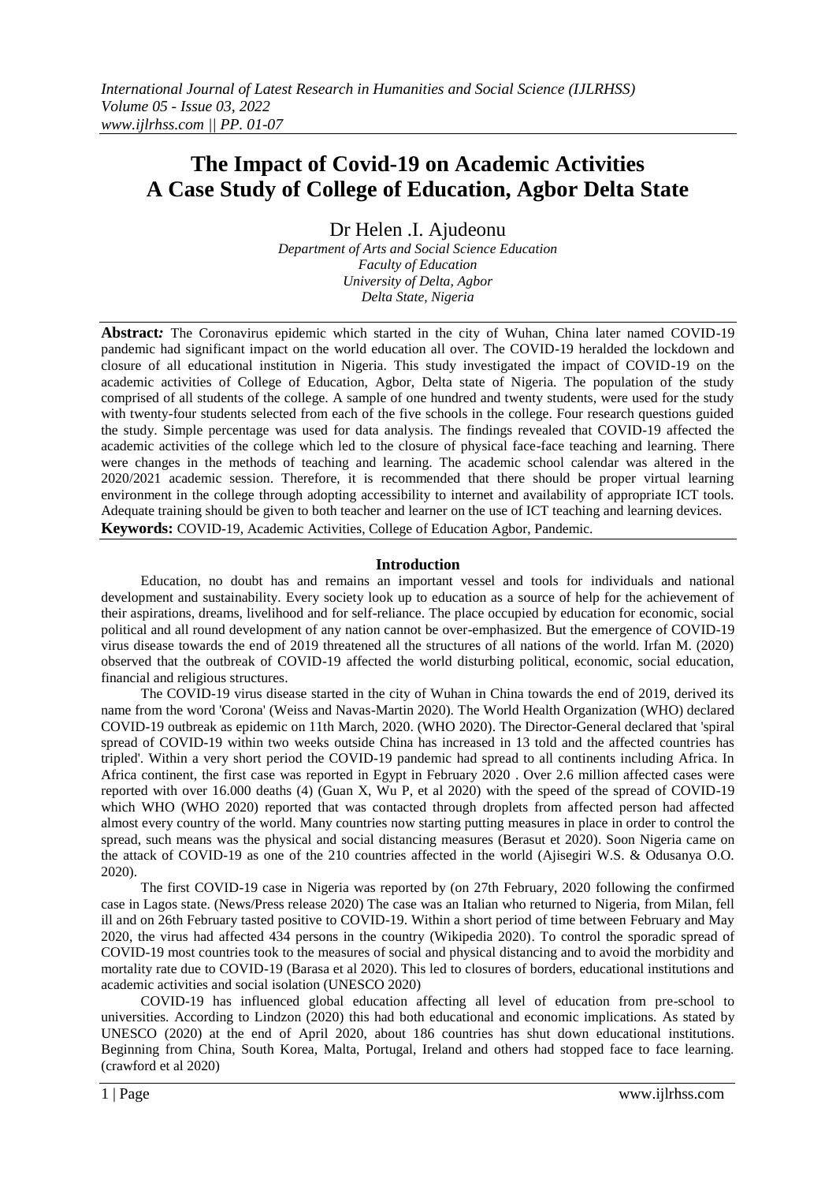# The Impact of Covid-19 on Academic Activities A Case Study of College of Education, Agbor Delta State

Dr Helen .I. Ajudeonu

*Department of Arts and Social Science Education*
*Faculty of Education*
*University of Delta, Agbor*
*Delta State, Nigeria*

**Abstract:** The Coronavirus epidemic which started in the city of Wuhan, China later named COVID-19 pandemic had significant impact on the world education all over. The COVID-19 heralded the lockdown and closure of all educational institution in Nigeria. This study investigated the impact of COVID-19 on the academic activities of College of Education, Agbor, Delta state of Nigeria. The population of the study comprised of all students of the college. A sample of one hundred and twenty students, were used for the study with twenty-four students selected from each of the five schools in the college. Four research questions guided the study. Simple percentage was used for data analysis. The findings revealed that COVID-19 affected the academic activities of the college which led to the closure of physical face-face teaching and learning. There were changes in the methods of teaching and learning. The academic school calendar was altered in the 2020/2021 academic session. Therefore, it is recommended that there should be proper virtual learning environment in the college through adopting accessibility to internet and availability of appropriate ICT tools. Adequate training should be given to both teacher and learner on the use of ICT teaching and learning devices.

**Keywords:** COVID-19, Academic Activities, College of Education Agbor, Pandemic.

## Introduction

Education, no doubt has and remains an important vessel and tools for individuals and national development and sustainability. Every society look up to education as a source of help for the achievement of their aspirations, dreams, livelihood and for self-reliance. The place occupied by education for economic, social political and all round development of any nation cannot be over-emphasized. But the emergence of COVID-19 virus disease towards the end of 2019 threatened all the structures of all nations of the world. Irfan M. (2020) observed that the outbreak of COVID-19 affected the world disturbing political, economic, social education, financial and religious structures.

The COVID-19 virus disease started in the city of Wuhan in China towards the end of 2019, derived its name from the word 'Corona' (Weiss and Navas-Martin 2020). The World Health Organization (WHO) declared COVID-19 outbreak as epidemic on 11th March, 2020. (WHO 2020). The Director-General declared that 'spiral spread of COVID-19 within two weeks outside China has increased in 13 told and the affected countries has tripled'. Within a very short period the COVID-19 pandemic had spread to all continents including Africa. In Africa continent, the first case was reported in Egypt in February 2020 . Over 2.6 million affected cases were reported with over 16.000 deaths (4) (Guan X, Wu P, et al 2020) with the speed of the spread of COVID-19 which WHO (WHO 2020) reported that was contacted through droplets from affected person had affected almost every country of the world. Many countries now starting putting measures in place in order to control the spread, such means was the physical and social distancing measures (Berasut et 2020). Soon Nigeria came on the attack of COVID-19 as one of the 210 countries affected in the world (Ajisegiri W.S. & Odusanya O.O. 2020).

The first COVID-19 case in Nigeria was reported by (on 27th February, 2020 following the confirmed case in Lagos state. (News/Press release 2020) The case was an Italian who returned to Nigeria, from Milan, fell ill and on 26th February tasted positive to COVID-19. Within a short period of time between February and May 2020, the virus had affected 434 persons in the country (Wikipedia 2020). To control the sporadic spread of COVID-19 most countries took to the measures of social and physical distancing and to avoid the morbidity and mortality rate due to COVID-19 (Barasa et al 2020). This led to closures of borders, educational institutions and academic activities and social isolation (UNESCO 2020)

COVID-19 has influenced global education affecting all level of education from pre-school to universities. According to Lindzon (2020) this had both educational and economic implications. As stated by UNESCO (2020) at the end of April 2020, about 186 countries has shut down educational institutions. Beginning from China, South Korea, Malta, Portugal, Ireland and others had stopped face to face learning. (crawford et al 2020)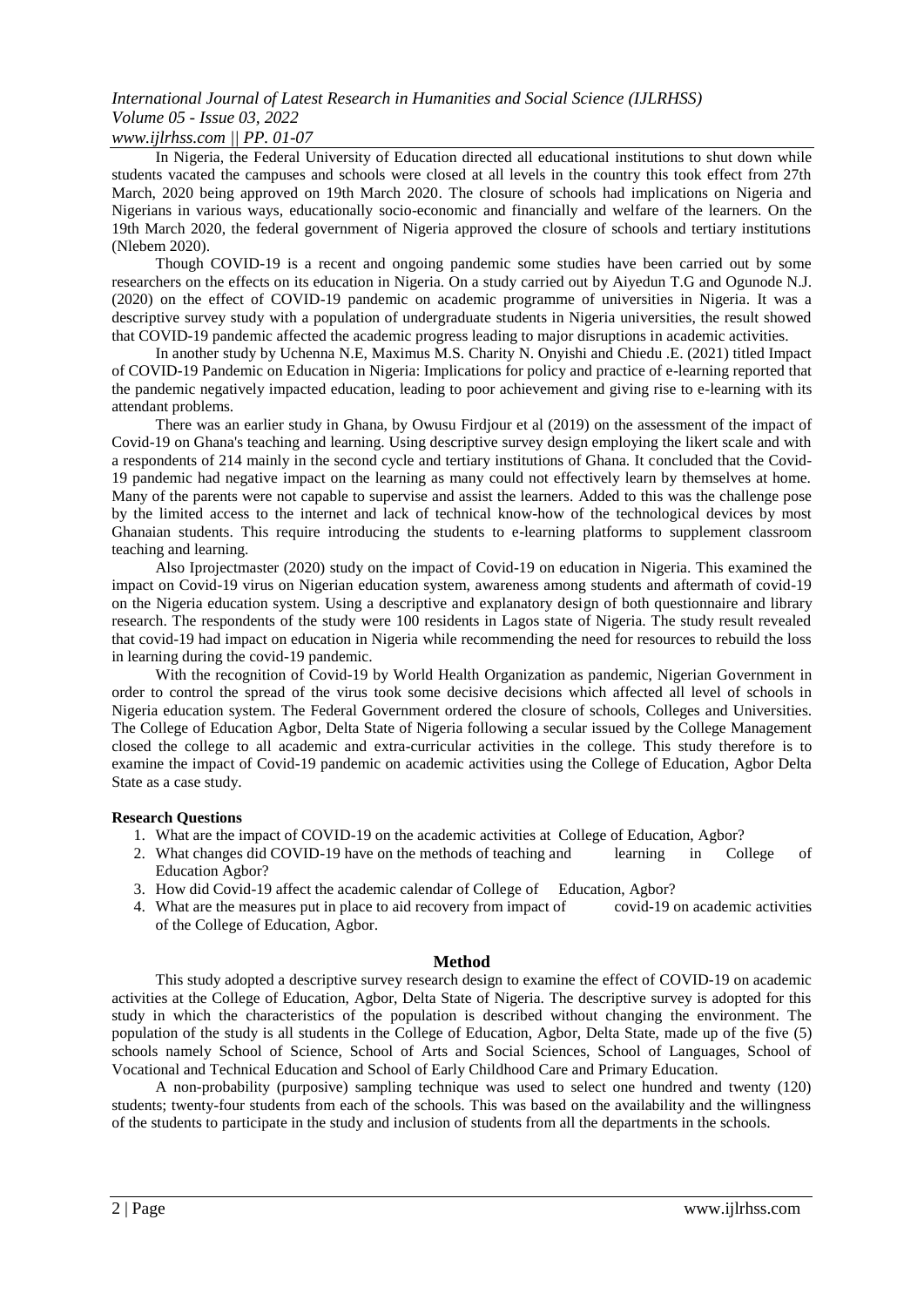In Nigeria, the Federal University of Education directed all educational institutions to shut down while students vacated the campuses and schools were closed at all levels in the country this took effect from 27th March, 2020 being approved on 19th March 2020. The closure of schools had implications on Nigeria and Nigerians in various ways, educationally socio-economic and financially and welfare of the learners. On the 19th March 2020, the federal government of Nigeria approved the closure of schools and tertiary institutions (Nlebem 2020).

Though COVID-19 is a recent and ongoing pandemic some studies have been carried out by some researchers on the effects on its education in Nigeria. On a study carried out by Aiyedun T.G and Ogunode N.J. (2020) on the effect of COVID-19 pandemic on academic programme of universities in Nigeria. It was a descriptive survey study with a population of undergraduate students in Nigeria universities, the result showed that COVID-19 pandemic affected the academic progress leading to major disruptions in academic activities.

In another study by Uchenna N.E, Maximus M.S. Charity N. Onyishi and Chiedu .E. (2021) titled Impact of COVID-19 Pandemic on Education in Nigeria: Implications for policy and practice of e-learning reported that the pandemic negatively impacted education, leading to poor achievement and giving rise to e-learning with its attendant problems.

There was an earlier study in Ghana, by Owusu Firdjour et al (2019) on the assessment of the impact of Covid-19 on Ghana's teaching and learning. Using descriptive survey design employing the likert scale and with a respondents of 214 mainly in the second cycle and tertiary institutions of Ghana. It concluded that the Covid-19 pandemic had negative impact on the learning as many could not effectively learn by themselves at home. Many of the parents were not capable to supervise and assist the learners. Added to this was the challenge pose by the limited access to the internet and lack of technical know-how of the technological devices by most Ghanaian students. This require introducing the students to e-learning platforms to supplement classroom teaching and learning.

Also Iprojectmaster (2020) study on the impact of Covid-19 on education in Nigeria. This examined the impact on Covid-19 virus on Nigerian education system, awareness among students and aftermath of covid-19 on the Nigeria education system. Using a descriptive and explanatory design of both questionnaire and library research. The respondents of the study were 100 residents in Lagos state of Nigeria. The study result revealed that covid-19 had impact on education in Nigeria while recommending the need for resources to rebuild the loss in learning during the covid-19 pandemic.

With the recognition of Covid-19 by World Health Organization as pandemic, Nigerian Government in order to control the spread of the virus took some decisive decisions which affected all level of schools in Nigeria education system. The Federal Government ordered the closure of schools, Colleges and Universities. The College of Education Agbor, Delta State of Nigeria following a secular issued by the College Management closed the college to all academic and extra-curricular activities in the college. This study therefore is to examine the impact of Covid-19 pandemic on academic activities using the College of Education, Agbor Delta State as a case study.

**Research Questions**

1. What are the impact of COVID-19 on the academic activities at College of Education, Agbor?
2. What changes did COVID-19 have on the methods of teaching and learning in College of Education Agbor?
3. How did Covid-19 affect the academic calendar of College of Education, Agbor?
4. What are the measures put in place to aid recovery from impact of covid-19 on academic activities of the College of Education, Agbor.

## Method

This study adopted a descriptive survey research design to examine the effect of COVID-19 on academic activities at the College of Education, Agbor, Delta State of Nigeria. The descriptive survey is adopted for this study in which the characteristics of the population is described without changing the environment. The population of the study is all students in the College of Education, Agbor, Delta State, made up of the five (5) schools namely School of Science, School of Arts and Social Sciences, School of Languages, School of Vocational and Technical Education and School of Early Childhood Care and Primary Education.

A non-probability (purposive) sampling technique was used to select one hundred and twenty (120) students; twenty-four students from each of the schools. This was based on the availability and the willingness of the students to participate in the study and inclusion of students from all the departments in the schools.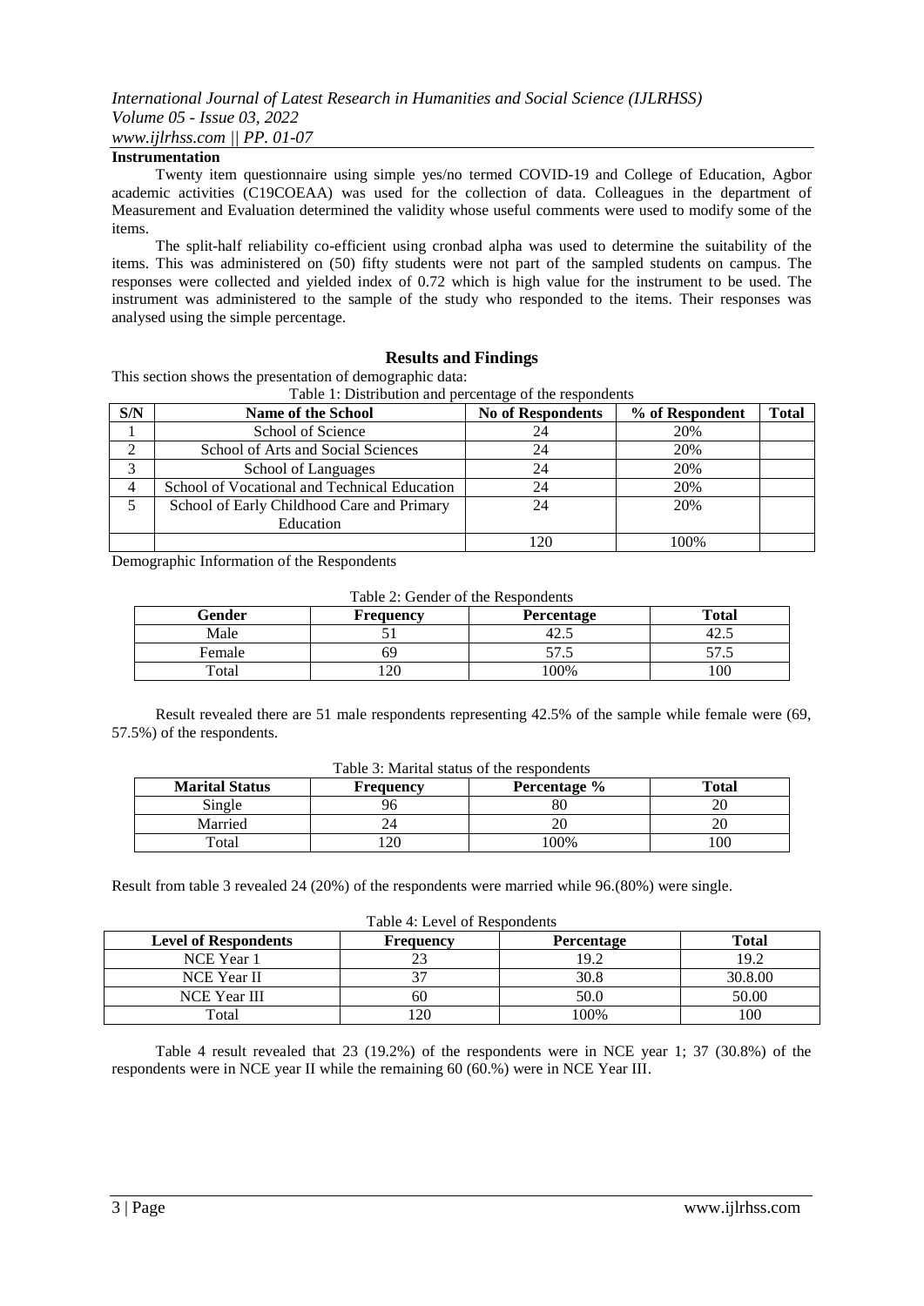**Instrumentation**

Twenty item questionnaire using simple yes/no termed COVID-19 and College of Education, Agbor academic activities (C19COEAA) was used for the collection of data. Colleagues in the department of Measurement and Evaluation determined the validity whose useful comments were used to modify some of the items.

The split-half reliability co-efficient using cronbad alpha was used to determine the suitability of the items. This was administered on (50) fifty students were not part of the sampled students on campus. The responses were collected and yielded index of 0.72 which is high value for the instrument to be used. The instrument was administered to the sample of the study who responded to the items. Their responses was analysed using the simple percentage.

## Results and Findings

This section shows the presentation of demographic data:

Table 1: Distribution and percentage of the respondents

| S/N | Name of the School | No of Respondents | % of Respondent | Total |
|---|---|---|---|---|
| 1 | School of Science | 24 | 20% | |
| 2 | School of Arts and Social Sciences | 24 | 20% | |
| 3 | School of Languages | 24 | 20% | |
| 4 | School of Vocational and Technical Education | 24 | 20% | |
| 5 | School of Early Childhood Care and Primary Education | 24 | 20% | |
| | | 120 | 100% | |

Demographic Information of the Respondents

Table 2: Gender of the Respondents

| Gender | Frequency | Percentage | Total |
|---|---|---|---|
| Male | 51 | 42.5 | 42.5 |
| Female | 69 | 57.5 | 57.5 |
| Total | 120 | 100% | 100 |

Result revealed there are 51 male respondents representing 42.5% of the sample while female were (69, 57.5%) of the respondents.

Table 3: Marital status of the respondents

| Marital Status | Frequency | Percentage % | Total |
|---|---|---|---|
| Single | 96 | 80 | 20 |
| Married | 24 | 20 | 20 |
| Total | 120 | 100% | 100 |

Result from table 3 revealed 24 (20%) of the respondents were married while 96.(80%) were single.

Table 4: Level of Respondents

| Level of Respondents | Frequency | Percentage | Total |
|---|---|---|---|
| NCE Year 1 | 23 | 19.2 | 19.2 |
| NCE Year II | 37 | 30.8 | 30.8.00 |
| NCE Year III | 60 | 50.0 | 50.00 |
| Total | 120 | 100% | 100 |

Table 4 result revealed that 23 (19.2%) of the respondents were in NCE year 1; 37 (30.8%) of the respondents were in NCE year II while the remaining 60 (60.%) were in NCE Year III.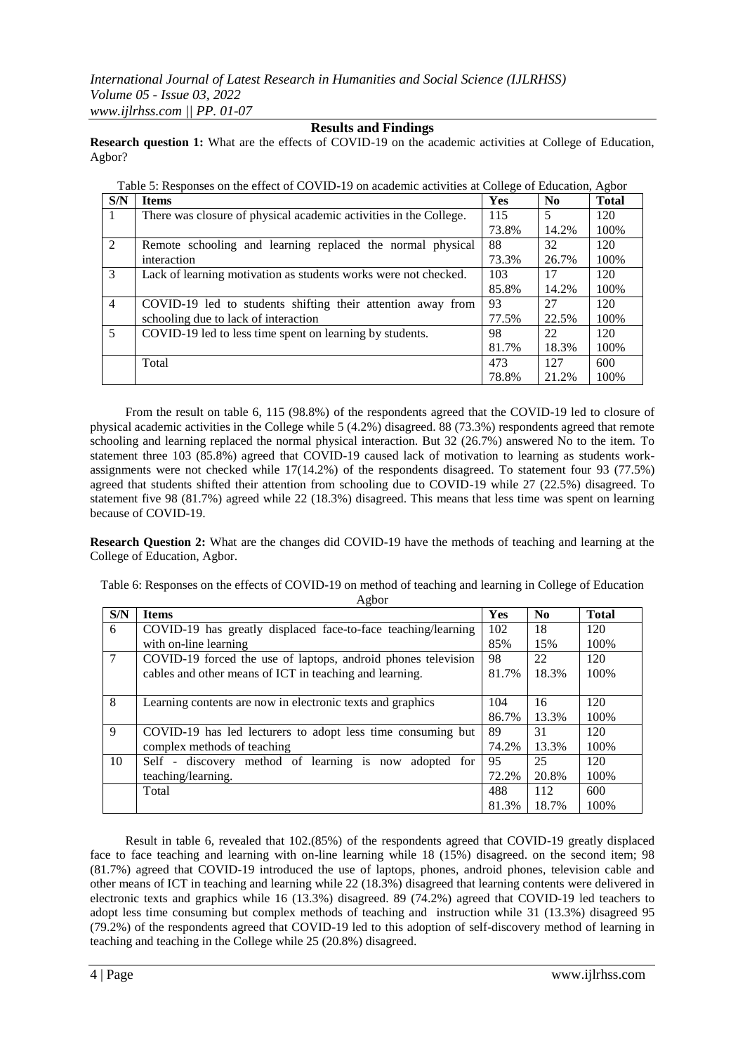## Results and Findings

**Research question 1:** What are the effects of COVID-19 on the academic activities at College of Education, Agbor?

Table 5: Responses on the effect of COVID-19 on academic activities at College of Education, Agbor

| S/N | Items | Yes | No | Total |
|---|---|---|---|---|
| 1 | There was closure of physical academic activities in the College. | 115<br>73.8% | 5<br>14.2% | 120<br>100% |
| 2 | Remote schooling and learning replaced the normal physical interaction | 88<br>73.3% | 32<br>26.7% | 120<br>100% |
| 3 | Lack of learning motivation as students works were not checked. | 103<br>85.8% | 17<br>14.2% | 120<br>100% |
| 4 | COVID-19 led to students shifting their attention away from schooling due to lack of interaction | 93<br>77.5% | 27<br>22.5% | 120<br>100% |
| 5 | COVID-19 led to less time spent on learning by students. | 98<br>81.7% | 22<br>18.3% | 120<br>100% |
| | Total | 473<br>78.8% | 127<br>21.2% | 600<br>100% |

From the result on table 6, 115 (98.8%) of the respondents agreed that the COVID-19 led to closure of physical academic activities in the College while 5 (4.2%) disagreed. 88 (73.3%) respondents agreed that remote schooling and learning replaced the normal physical interaction. But 32 (26.7%) answered No to the item. To statement three 103 (85.8%) agreed that COVID-19 caused lack of motivation to learning as students work-assignments were not checked while 17(14.2%) of the respondents disagreed. To statement four 93 (77.5%) agreed that students shifted their attention from schooling due to COVID-19 while 27 (22.5%) disagreed. To statement five 98 (81.7%) agreed while 22 (18.3%) disagreed. This means that less time was spent on learning because of COVID-19.

**Research Question 2:** What are the changes did COVID-19 have the methods of teaching and learning at the College of Education, Agbor.

Table 6: Responses on the effects of COVID-19 on method of teaching and learning in College of Education Agbor

| S/N | Items | Yes | No | Total |
|---|---|---|---|---|
| 6 | COVID-19 has greatly displaced face-to-face teaching/learning with on-line learning | 102<br>85% | 18<br>15% | 120<br>100% |
| 7 | COVID-19 forced the use of laptops, android phones television cables and other means of ICT in teaching and learning. | 98<br>81.7% | 22<br>18.3% | 120<br>100% |
| 8 | Learning contents are now in electronic texts and graphics | 104<br>86.7% | 16<br>13.3% | 120<br>100% |
| 9 | COVID-19 has led lecturers to adopt less time consuming but complex methods of teaching | 89<br>74.2% | 31<br>13.3% | 120<br>100% |
| 10 | Self - discovery method of learning is now adopted for teaching/learning. | 95<br>72.2% | 25<br>20.8% | 120<br>100% |
| | Total | 488<br>81.3% | 112<br>18.7% | 600<br>100% |

Result in table 6, revealed that 102.(85%) of the respondents agreed that COVID-19 greatly displaced face to face teaching and learning with on-line learning while 18 (15%) disagreed. on the second item; 98 (81.7%) agreed that COVID-19 introduced the use of laptops, phones, android phones, television cable and other means of ICT in teaching and learning while 22 (18.3%) disagreed that learning contents were delivered in electronic texts and graphics while 16 (13.3%) disagreed. 89 (74.2%) agreed that COVID-19 led teachers to adopt less time consuming but complex methods of teaching and instruction while 31 (13.3%) disagreed 95 (79.2%) of the respondents agreed that COVID-19 led to this adoption of self-discovery method of learning in teaching and teaching in the College while 25 (20.8%) disagreed.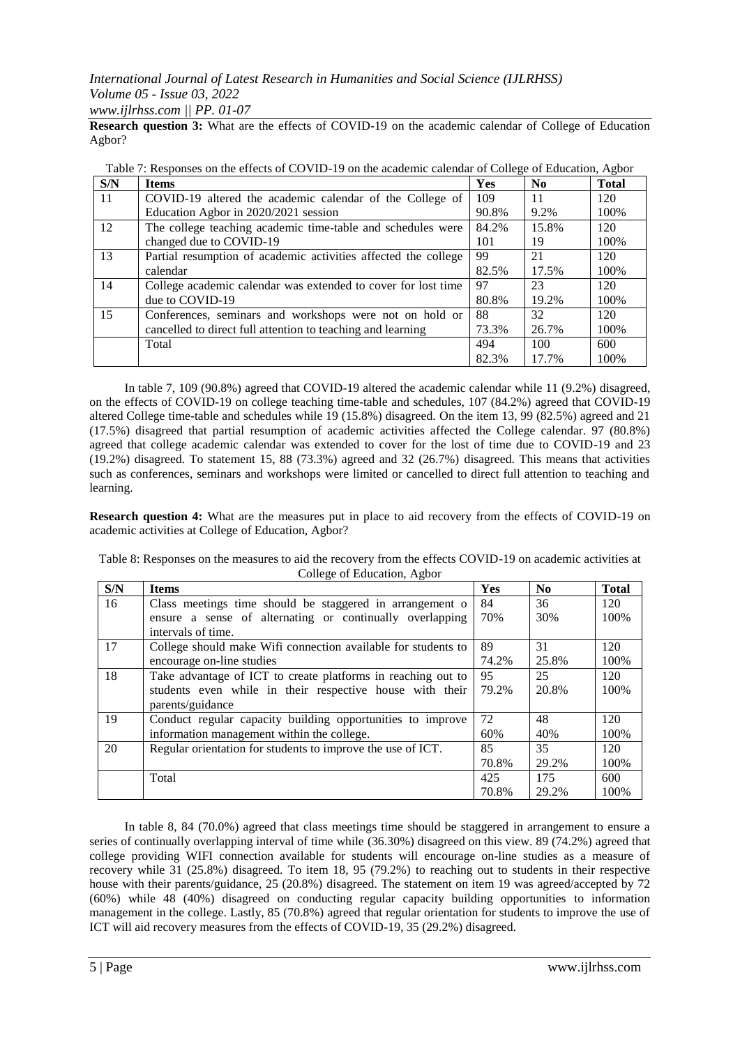**Research question 3:** What are the effects of COVID-19 on the academic calendar of College of Education Agbor?

Table 7: Responses on the effects of COVID-19 on the academic calendar of College of Education, Agbor

| S/N | Items | Yes | No | Total |
|---|---|---|---|---|
| 11 | COVID-19 altered the academic calendar of the College of Education Agbor in 2020/2021 session | 109 90.8% | 11 9.2% | 120 100% |
| 12 | The college teaching academic time-table and schedules were changed due to COVID-19 | 84.2% 101 | 15.8% 19 | 120 100% |
| 13 | Partial resumption of academic activities affected the college calendar | 99 82.5% | 21 17.5% | 120 100% |
| 14 | College academic calendar was extended to cover for lost time due to COVID-19 | 97 80.8% | 23 19.2% | 120 100% |
| 15 | Conferences, seminars and workshops were not on hold or cancelled to direct full attention to teaching and learning | 88 73.3% | 32 26.7% | 120 100% |
| | Total | 494 82.3% | 100 17.7% | 600 100% |

In table 7, 109 (90.8%) agreed that COVID-19 altered the academic calendar while 11 (9.2%) disagreed, on the effects of COVID-19 on college teaching time-table and schedules, 107 (84.2%) agreed that COVID-19 altered College time-table and schedules while 19 (15.8%) disagreed. On the item 13, 99 (82.5%) agreed and 21 (17.5%) disagreed that partial resumption of academic activities affected the College calendar. 97 (80.8%) agreed that college academic calendar was extended to cover for the lost of time due to COVID-19 and 23 (19.2%) disagreed. To statement 15, 88 (73.3%) agreed and 32 (26.7%) disagreed. This means that activities such as conferences, seminars and workshops were limited or cancelled to direct full attention to teaching and learning.

**Research question 4:** What are the measures put in place to aid recovery from the effects of COVID-19 on academic activities at College of Education, Agbor?

Table 8: Responses on the measures to aid the recovery from the effects COVID-19 on academic activities at College of Education, Agbor

| S/N | Items | Yes | No | Total |
|---|---|---|---|---|
| 16 | Class meetings time should be staggered in arrangement o ensure a sense of alternating or continually overlapping intervals of time. | 84 70% | 36 30% | 120 100% |
| 17 | College should make Wifi connection available for students to encourage on-line studies | 89 74.2% | 31 25.8% | 120 100% |
| 18 | Take advantage of ICT to create platforms in reaching out to students even while in their respective house with their parents/guidance | 95 79.2% | 25 20.8% | 120 100% |
| 19 | Conduct regular capacity building opportunities to improve information management within the college. | 72 60% | 48 40% | 120 100% |
| 20 | Regular orientation for students to improve the use of ICT. | 85 70.8% | 35 29.2% | 120 100% |
| | Total | 425 70.8% | 175 29.2% | 600 100% |

In table 8, 84 (70.0%) agreed that class meetings time should be staggered in arrangement to ensure a series of continually overlapping interval of time while (36.30%) disagreed on this view. 89 (74.2%) agreed that college providing WIFI connection available for students will encourage on-line studies as a measure of recovery while 31 (25.8%) disagreed. To item 18, 95 (79.2%) to reaching out to students in their respective house with their parents/guidance, 25 (20.8%) disagreed. The statement on item 19 was agreed/accepted by 72 (60%) while 48 (40%) disagreed on conducting regular capacity building opportunities to information management in the college. Lastly, 85 (70.8%) agreed that regular orientation for students to improve the use of ICT will aid recovery measures from the effects of COVID-19, 35 (29.2%) disagreed.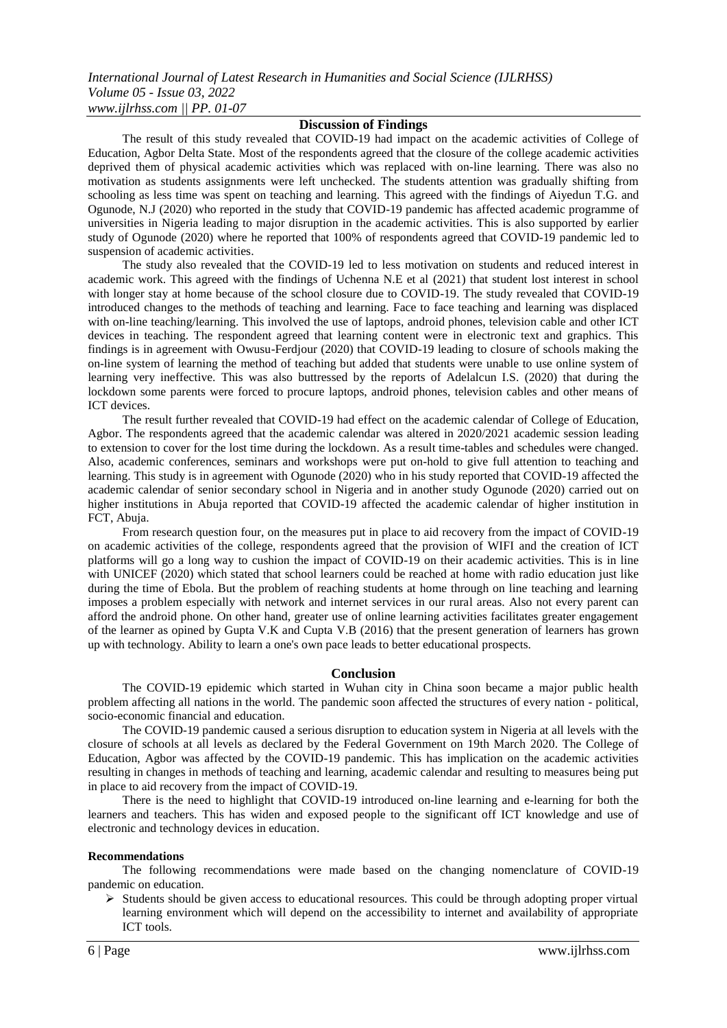## Discussion of Findings

The result of this study revealed that COVID-19 had impact on the academic activities of College of Education, Agbor Delta State. Most of the respondents agreed that the closure of the college academic activities deprived them of physical academic activities which was replaced with on-line learning. There was also no motivation as students assignments were left unchecked. The students attention was gradually shifting from schooling as less time was spent on teaching and learning. This agreed with the findings of Aiyedun T.G. and Ogunode, N.J (2020) who reported in the study that COVID-19 pandemic has affected academic programme of universities in Nigeria leading to major disruption in the academic activities. This is also supported by earlier study of Ogunode (2020) where he reported that 100% of respondents agreed that COVID-19 pandemic led to suspension of academic activities.

The study also revealed that the COVID-19 led to less motivation on students and reduced interest in academic work. This agreed with the findings of Uchenna N.E et al (2021) that student lost interest in school with longer stay at home because of the school closure due to COVID-19. The study revealed that COVID-19 introduced changes to the methods of teaching and learning. Face to face teaching and learning was displaced with on-line teaching/learning. This involved the use of laptops, android phones, television cable and other ICT devices in teaching. The respondent agreed that learning content were in electronic text and graphics. This findings is in agreement with Owusu-Ferdjour (2020) that COVID-19 leading to closure of schools making the on-line system of learning the method of teaching but added that students were unable to use online system of learning very ineffective. This was also buttressed by the reports of Adelalcun I.S. (2020) that during the lockdown some parents were forced to procure laptops, android phones, television cables and other means of ICT devices.

The result further revealed that COVID-19 had effect on the academic calendar of College of Education, Agbor. The respondents agreed that the academic calendar was altered in 2020/2021 academic session leading to extension to cover for the lost time during the lockdown. As a result time-tables and schedules were changed. Also, academic conferences, seminars and workshops were put on-hold to give full attention to teaching and learning. This study is in agreement with Ogunode (2020) who in his study reported that COVID-19 affected the academic calendar of senior secondary school in Nigeria and in another study Ogunode (2020) carried out on higher institutions in Abuja reported that COVID-19 affected the academic calendar of higher institution in FCT, Abuja.

From research question four, on the measures put in place to aid recovery from the impact of COVID-19 on academic activities of the college, respondents agreed that the provision of WIFI and the creation of ICT platforms will go a long way to cushion the impact of COVID-19 on their academic activities. This is in line with UNICEF (2020) which stated that school learners could be reached at home with radio education just like during the time of Ebola. But the problem of reaching students at home through on line teaching and learning imposes a problem especially with network and internet services in our rural areas. Also not every parent can afford the android phone. On other hand, greater use of online learning activities facilitates greater engagement of the learner as opined by Gupta V.K and Cupta V.B (2016) that the present generation of learners has grown up with technology. Ability to learn a one's own pace leads to better educational prospects.

## Conclusion

The COVID-19 epidemic which started in Wuhan city in China soon became a major public health problem affecting all nations in the world. The pandemic soon affected the structures of every nation - political, socio-economic financial and education.

The COVID-19 pandemic caused a serious disruption to education system in Nigeria at all levels with the closure of schools at all levels as declared by the Federal Government on 19th March 2020. The College of Education, Agbor was affected by the COVID-19 pandemic. This has implication on the academic activities resulting in changes in methods of teaching and learning, academic calendar and resulting to measures being put in place to aid recovery from the impact of COVID-19.

There is the need to highlight that COVID-19 introduced on-line learning and e-learning for both the learners and teachers. This has widen and exposed people to the significant off ICT knowledge and use of electronic and technology devices in education.

**Recommendations**

The following recommendations were made based on the changing nomenclature of COVID-19 pandemic on education.

- Students should be given access to educational resources. This could be through adopting proper virtual learning environment which will depend on the accessibility to internet and availability of appropriate ICT tools.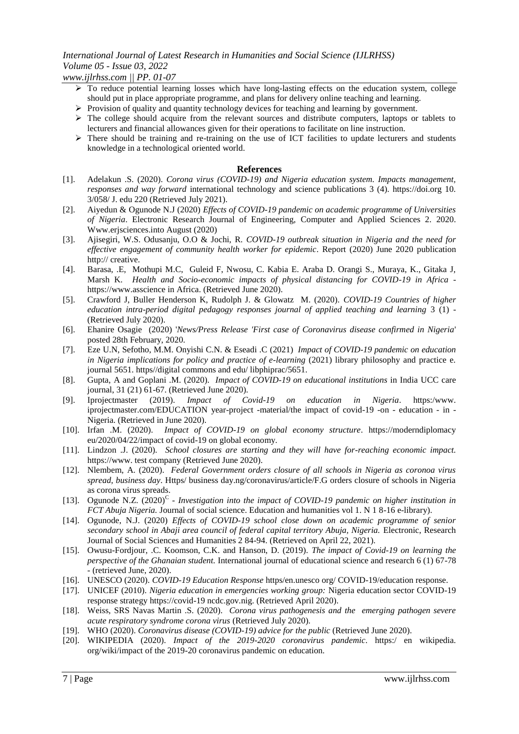- To reduce potential learning losses which have long-lasting effects on the education system, college should put in place appropriate programme, and plans for delivery online teaching and learning.
- Provision of quality and quantity technology devices for teaching and learning by government.
- The college should acquire from the relevant sources and distribute computers, laptops or tablets to lecturers and financial allowances given for their operations to facilitate on line instruction.
- There should be training and re-training on the use of ICT facilities to update lecturers and students knowledge in a technological oriented world.

## References

[1]. Adelakun .S. (2020). *Corona virus (COVID-19) and Nigeria education system. Impacts management, responses and way forward* international technology and science publications 3 (4). https://doi.org 10. 3/058/ J. edu 220 (Retrieved July 2021).

[2]. Aiyedun & Ogunode N.J (2020) *Effects of COVID-19 pandemic on academic programme of Universities of Nigeria*. Electronic Research Journal of Engineering, Computer and Applied Sciences 2. 2020. Www.erjsciences.into August (2020)

[3]. Ajisegiri, W.S. Odusanju, O.O & Jochi, R. *COVID-19 outbreak situation in Nigeria and the need for effective engagement of community health worker for epidemic*. Report (2020) June 2020 publication http:// creative.

[4]. Barasa, .E, Mothupi M.C, Guleid F, Nwosu, C. Kabia E. Araba D. Orangi S., Muraya, K., Gitaka J, Marsh K. *Health and Socio-economic impacts of physical distancing for COVID-19 in Africa* - https://www.asscience in Africa. (Retrieved June 2020).

[5]. Crawford J, Buller Henderson K, Rudolph J. & Glowatz M. (2020). *COVID-19 Countries of higher education intra-period digital pedagogy responses journal of applied teaching and learning* 3 (1) - (Retrieved July 2020).

[6]. Ehanire Osagie (2020) '*News/Press Release 'First case of Coronavirus disease confirmed in Nigeria*' posted 28th February, 2020.

[7]. Eze U.N, Sefotho, M.M. Onyishi C.N. & Eseadi .C (2021) *Impact of COVID-19 pandemic on education in Nigeria implications for policy and practice of e-learning* (2021) library philosophy and practice e. journal 5651. https//digital commons and edu/ libphiprac/5651.

[8]. Gupta, A and Goplani .M. (2020). *Impact of COVID-19 on educational institutions* in India UCC care journal, 31 (21) 61-67. (Retrieved June 2020).

[9]. Iprojectmaster (2019). *Impact of Covid-19 on education in Nigeria*. https:/www. iprojectmaster.com/EDUCATION year-project -material/the impact of covid-19 -on - education - in - Nigeria. (Retrieved in June 2020).

[10]. Irfan .M. (2020). *Impact of COVID-19 on global economy structure*. https://moderndiplomacy eu/2020/04/22/impact of covid-19 on global economy.

[11]. Lindzon .J. (2020). *School closures are starting and they will have for-reaching economic impact.* https://www. test company (Retrieved June 2020).

[12]. Nlembem, A. (2020). *Federal Government orders closure of all schools in Nigeria as coronoa virus spread, business day*. Https/ business day.ng/coronavirus/article/F.G orders closure of schools in Nigeria as corona virus spreads.

[13]. Ogunode N.Z. (2020)[C] - *Investigation into the impact of COVID-19 pandemic on higher institution in FCT Abuja Nigeria*. Journal of social science. Education and humanities vol 1. N 1 8-16 e-library).

[14]. Ogunode, N.J. (2020) *Effects of COVID-19 school close down on academic programme of senior secondary school in Abaji area council of federal capital territory Abuja, Nigeria.* Electronic, Research Journal of Social Sciences and Humanities 2 84-94. (Retrieved on April 22, 2021).

[15]. Owusu-Fordjour, .C. Koomson, C.K. and Hanson, D. (2019). *The impact of Covid-19 on learning the perspective of the Ghanaian student.* International journal of educational science and research 6 (1) 67-78 - (retrieved June, 2020).

[16]. UNESCO (2020). *COVID-19 Education Response* https/en.unesco org/ COVID-19/education response.

[17]. UNICEF (2010). *Nigeria education in emergencies working group:* Nigeria education sector COVID-19 response strategy https://covid-19 ncdc.gov.nig. (Retrieved April 2020).

[18]. Weiss, SRS Navas Martin .S. (2020). *Corona virus pathogenesis and the emerging pathogen severe acute respiratory syndrome corona virus* (Retrieved July 2020).

[19]. WHO (2020). *Coronavirus disease (COVID-19) advice for the public* (Retrieved June 2020).

[20]. WIKIPEDIA (2020). *Impact of the 2019-2020 coronavirus pandemic*. https:/ en wikipedia. org/wiki/impact of the 2019-20 coronavirus pandemic on education.